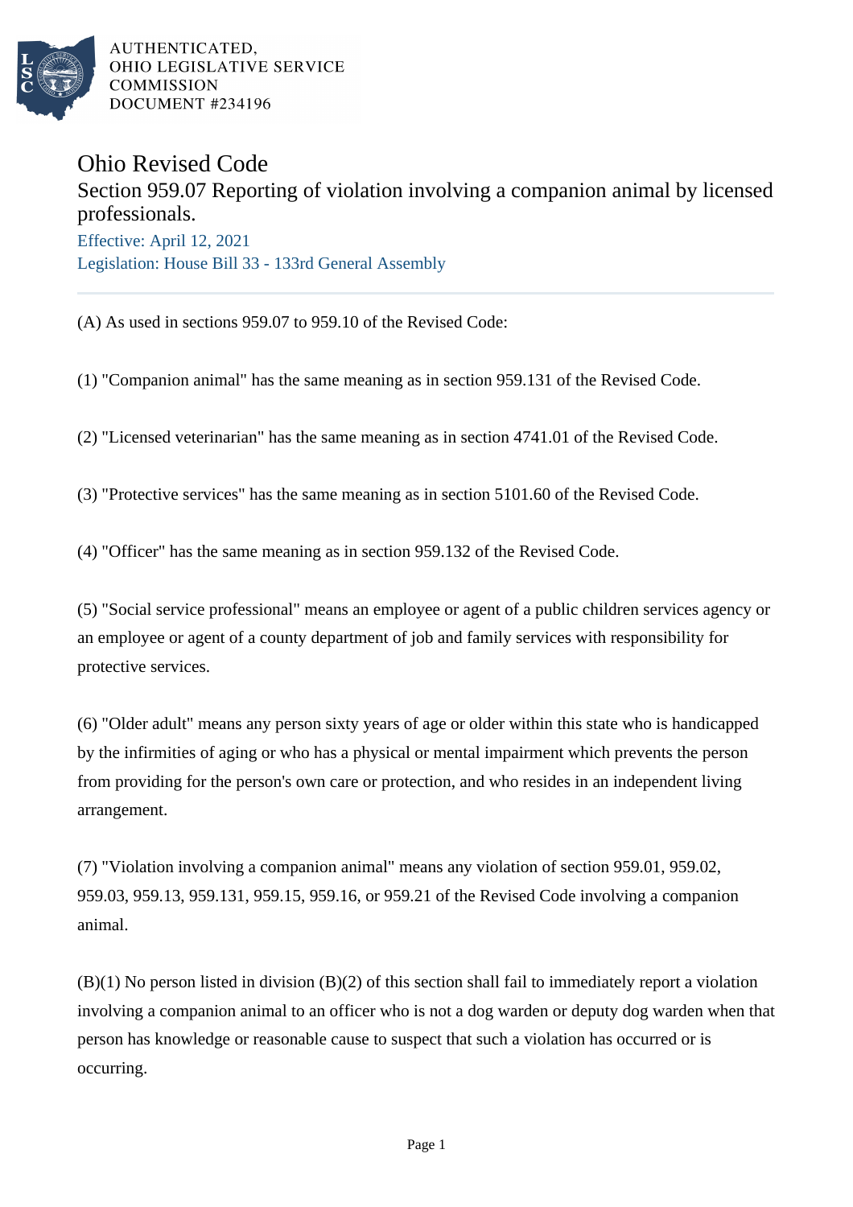AUTHENTICATED,
OHIO LEGISLATIVE SERVICE
COMMISSION
DOCUMENT #234196

# Ohio Revised Code

## Section 959.07 Reporting of violation involving a companion animal by licensed professionals.

Effective: April 12, 2021
Legislation: House Bill 33 - 133rd General Assembly

---

(A) As used in sections 959.07 to 959.10 of the Revised Code:

(1) "Companion animal" has the same meaning as in section 959.131 of the Revised Code.

(2) "Licensed veterinarian" has the same meaning as in section 4741.01 of the Revised Code.

(3) "Protective services" has the same meaning as in section 5101.60 of the Revised Code.

(4) "Officer" has the same meaning as in section 959.132 of the Revised Code.

(5) "Social service professional" means an employee or agent of a public children services agency or an employee or agent of a county department of job and family services with responsibility for protective services.

(6) "Older adult" means any person sixty years of age or older within this state who is handicapped by the infirmities of aging or who has a physical or mental impairment which prevents the person from providing for the person's own care or protection, and who resides in an independent living arrangement.

(7) "Violation involving a companion animal" means any violation of section 959.01, 959.02, 959.03, 959.13, 959.131, 959.15, 959.16, or 959.21 of the Revised Code involving a companion animal.

(B)(1) No person listed in division (B)(2) of this section shall fail to immediately report a violation involving a companion animal to an officer who is not a dog warden or deputy dog warden when that person has knowledge or reasonable cause to suspect that such a violation has occurred or is occurring.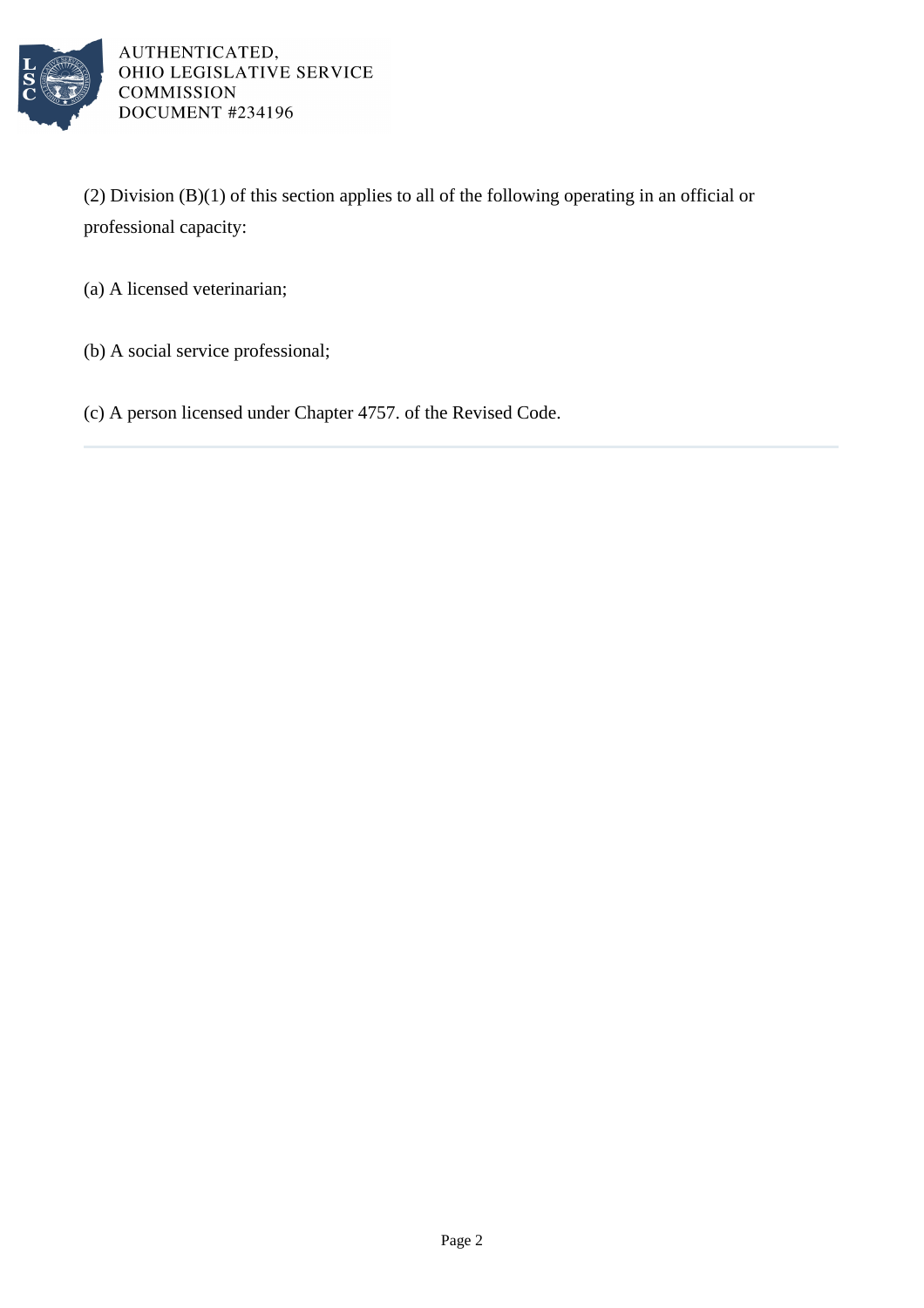(2) Division (B)(1) of this section applies to all of the following operating in an official or professional capacity:

(a) A licensed veterinarian;

(b) A social service professional;

(c) A person licensed under Chapter 4757. of the Revised Code.